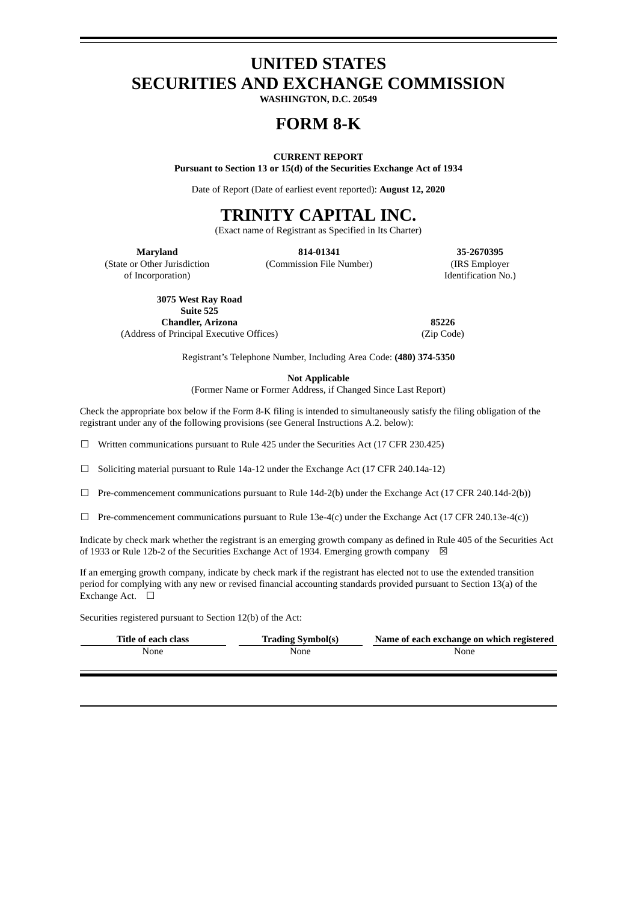# UNITED STATES
# SECURITIES AND EXCHANGE COMMISSION

**WASHINGTON, D.C. 20549**

# FORM 8-K

**CURRENT REPORT**
**Pursuant to Section 13 or 15(d) of the Securities Exchange Act of 1934**

Date of Report (Date of earliest event reported): **August 12, 2020**

# TRINITY CAPITAL INC.

(Exact name of Registrant as Specified in Its Charter)

| **Maryland** | **814-01341** | **35-2670395** |
|---|---|---|
| (State or Other Jurisdiction of Incorporation) | (Commission File Number) | (IRS Employer Identification No.) |

| **3075 West Ray Road Suite 525 Chandler, Arizona** | **85226** |
|---|---|
| (Address of Principal Executive Offices) | (Zip Code) |

Registrant's Telephone Number, Including Area Code: **(480) 374-5350**

**Not Applicable**
(Former Name or Former Address, if Changed Since Last Report)

Check the appropriate box below if the Form 8-K filing is intended to simultaneously satisfy the filing obligation of the registrant under any of the following provisions (see General Instructions A.2. below):

☐ Written communications pursuant to Rule 425 under the Securities Act (17 CFR 230.425)

☐ Soliciting material pursuant to Rule 14a-12 under the Exchange Act (17 CFR 240.14a-12)

☐ Pre-commencement communications pursuant to Rule 14d-2(b) under the Exchange Act (17 CFR 240.14d-2(b))

☐ Pre-commencement communications pursuant to Rule 13e-4(c) under the Exchange Act (17 CFR 240.13e-4(c))

Indicate by check mark whether the registrant is an emerging growth company as defined in Rule 405 of the Securities Act of 1933 or Rule 12b-2 of the Securities Exchange Act of 1934. Emerging growth company ☒

If an emerging growth company, indicate by check mark if the registrant has elected not to use the extended transition period for complying with any new or revised financial accounting standards provided pursuant to Section 13(a) of the Exchange Act. ☐

Securities registered pursuant to Section 12(b) of the Act:

| Title of each class | Trading Symbol(s) | Name of each exchange on which registered |
|---|---|---|
| None | None | None |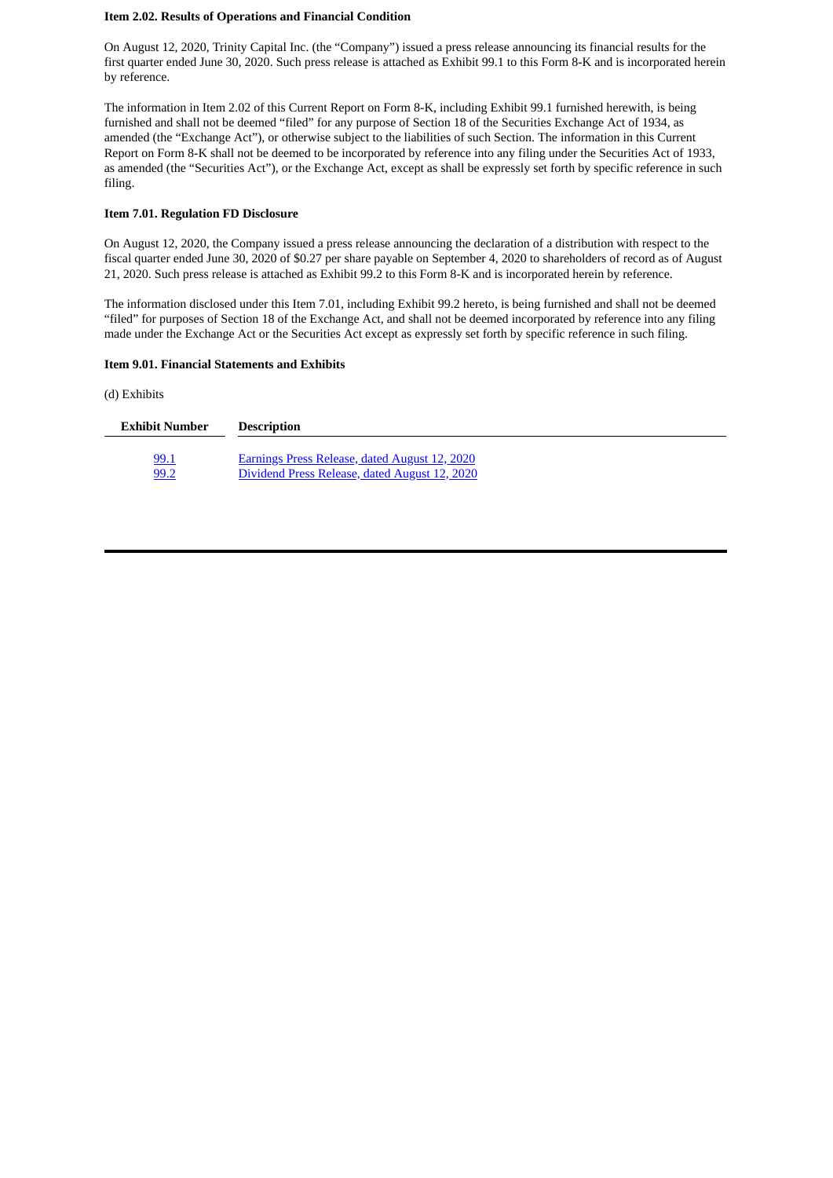**Item 2.02. Results of Operations and Financial Condition**

On August 12, 2020, Trinity Capital Inc. (the "Company") issued a press release announcing its financial results for the first quarter ended June 30, 2020. Such press release is attached as Exhibit 99.1 to this Form 8-K and is incorporated herein by reference.

The information in Item 2.02 of this Current Report on Form 8-K, including Exhibit 99.1 furnished herewith, is being furnished and shall not be deemed "filed" for any purpose of Section 18 of the Securities Exchange Act of 1934, as amended (the "Exchange Act"), or otherwise subject to the liabilities of such Section. The information in this Current Report on Form 8-K shall not be deemed to be incorporated by reference into any filing under the Securities Act of 1933, as amended (the "Securities Act"), or the Exchange Act, except as shall be expressly set forth by specific reference in such filing.

**Item 7.01. Regulation FD Disclosure**

On August 12, 2020, the Company issued a press release announcing the declaration of a distribution with respect to the fiscal quarter ended June 30, 2020 of $0.27 per share payable on September 4, 2020 to shareholders of record as of August 21, 2020. Such press release is attached as Exhibit 99.2 to this Form 8-K and is incorporated herein by reference.

The information disclosed under this Item 7.01, including Exhibit 99.2 hereto, is being furnished and shall not be deemed "filed" for purposes of Section 18 of the Exchange Act, and shall not be deemed incorporated by reference into any filing made under the Exchange Act or the Securities Act except as expressly set forth by specific reference in such filing.

**Item 9.01. Financial Statements and Exhibits**

(d) Exhibits

| Exhibit Number | Description |
| --- | --- |
| 99.1 | Earnings Press Release, dated August 12, 2020 |
| 99.2 | Dividend Press Release, dated August 12, 2020 |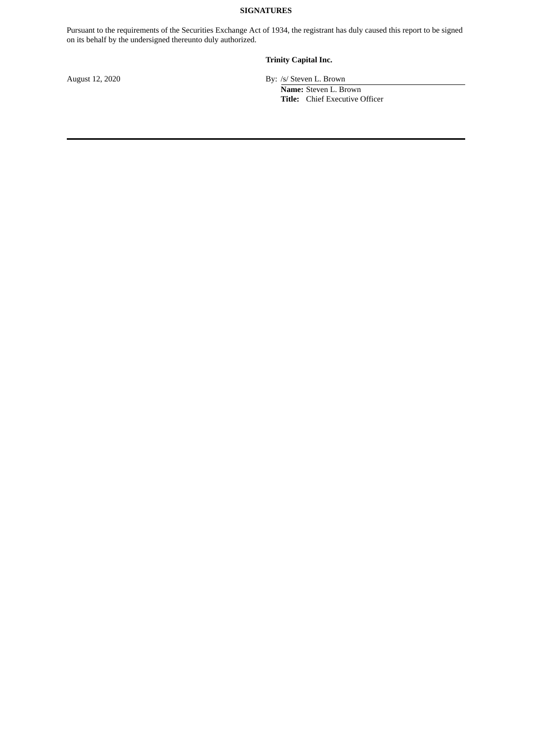**SIGNATURES**

Pursuant to the requirements of the Securities Exchange Act of 1934, the registrant has duly caused this report to be signed on its behalf by the undersigned thereunto duly authorized.

**Trinity Capital Inc.**

August 12, 2020

By: /s/ Steven L. Brown

**Name:** Steven L. Brown

**Title:** Chief Executive Officer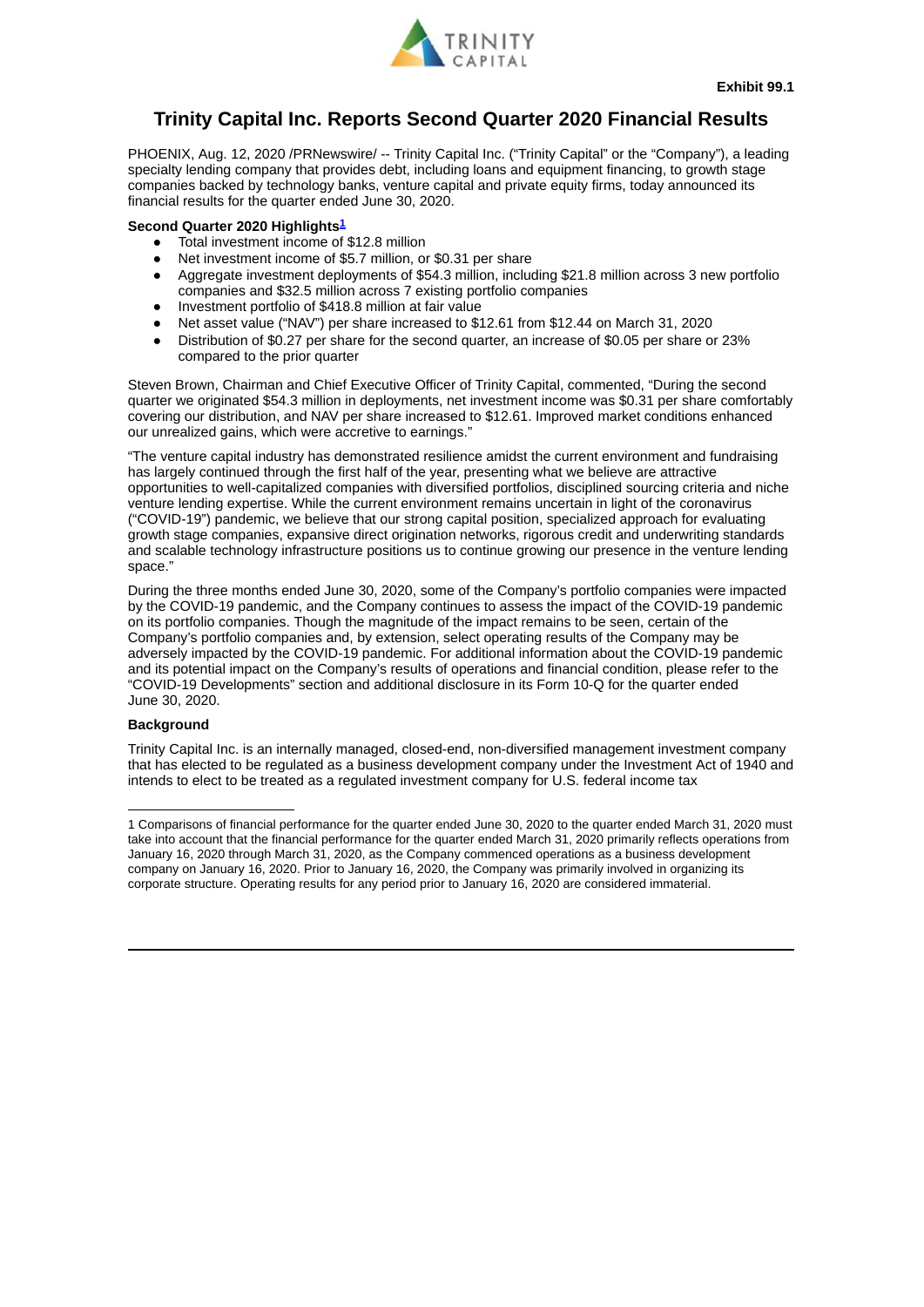**Exhibit 99.1**

# Trinity Capital Inc. Reports Second Quarter 2020 Financial Results

PHOENIX, Aug. 12, 2020 /PRNewswire/ -- Trinity Capital Inc. ("Trinity Capital" or the "Company"), a leading specialty lending company that provides debt, including loans and equipment financing, to growth stage companies backed by technology banks, venture capital and private equity firms, today announced its financial results for the quarter ended June 30, 2020.

**Second Quarter 2020 Highlights[1]**

- Total investment income of $12.8 million
- Net investment income of $5.7 million, or $0.31 per share
- Aggregate investment deployments of $54.3 million, including $21.8 million across 3 new portfolio companies and $32.5 million across 7 existing portfolio companies
- Investment portfolio of $418.8 million at fair value
- Net asset value ("NAV") per share increased to $12.61 from $12.44 on March 31, 2020
- Distribution of $0.27 per share for the second quarter, an increase of $0.05 per share or 23% compared to the prior quarter

Steven Brown, Chairman and Chief Executive Officer of Trinity Capital, commented, "During the second quarter we originated $54.3 million in deployments, net investment income was $0.31 per share comfortably covering our distribution, and NAV per share increased to $12.61. Improved market conditions enhanced our unrealized gains, which were accretive to earnings."

"The venture capital industry has demonstrated resilience amidst the current environment and fundraising has largely continued through the first half of the year, presenting what we believe are attractive opportunities to well-capitalized companies with diversified portfolios, disciplined sourcing criteria and niche venture lending expertise. While the current environment remains uncertain in light of the coronavirus ("COVID-19") pandemic, we believe that our strong capital position, specialized approach for evaluating growth stage companies, expansive direct origination networks, rigorous credit and underwriting standards and scalable technology infrastructure positions us to continue growing our presence in the venture lending space."

During the three months ended June 30, 2020, some of the Company's portfolio companies were impacted by the COVID-19 pandemic, and the Company continues to assess the impact of the COVID-19 pandemic on its portfolio companies. Though the magnitude of the impact remains to be seen, certain of the Company's portfolio companies and, by extension, select operating results of the Company may be adversely impacted by the COVID-19 pandemic. For additional information about the COVID-19 pandemic and its potential impact on the Company's results of operations and financial condition, please refer to the "COVID-19 Developments" section and additional disclosure in its Form 10-Q for the quarter ended June 30, 2020.

**Background**

Trinity Capital Inc. is an internally managed, closed-end, non-diversified management investment company that has elected to be regulated as a business development company under the Investment Act of 1940 and intends to elect to be treated as a regulated investment company for U.S. federal income tax

---

1 Comparisons of financial performance for the quarter ended June 30, 2020 to the quarter ended March 31, 2020 must take into account that the financial performance for the quarter ended March 31, 2020 primarily reflects operations from January 16, 2020 through March 31, 2020, as the Company commenced operations as a business development company on January 16, 2020. Prior to January 16, 2020, the Company was primarily involved in organizing its corporate structure. Operating results for any period prior to January 16, 2020 are considered immaterial.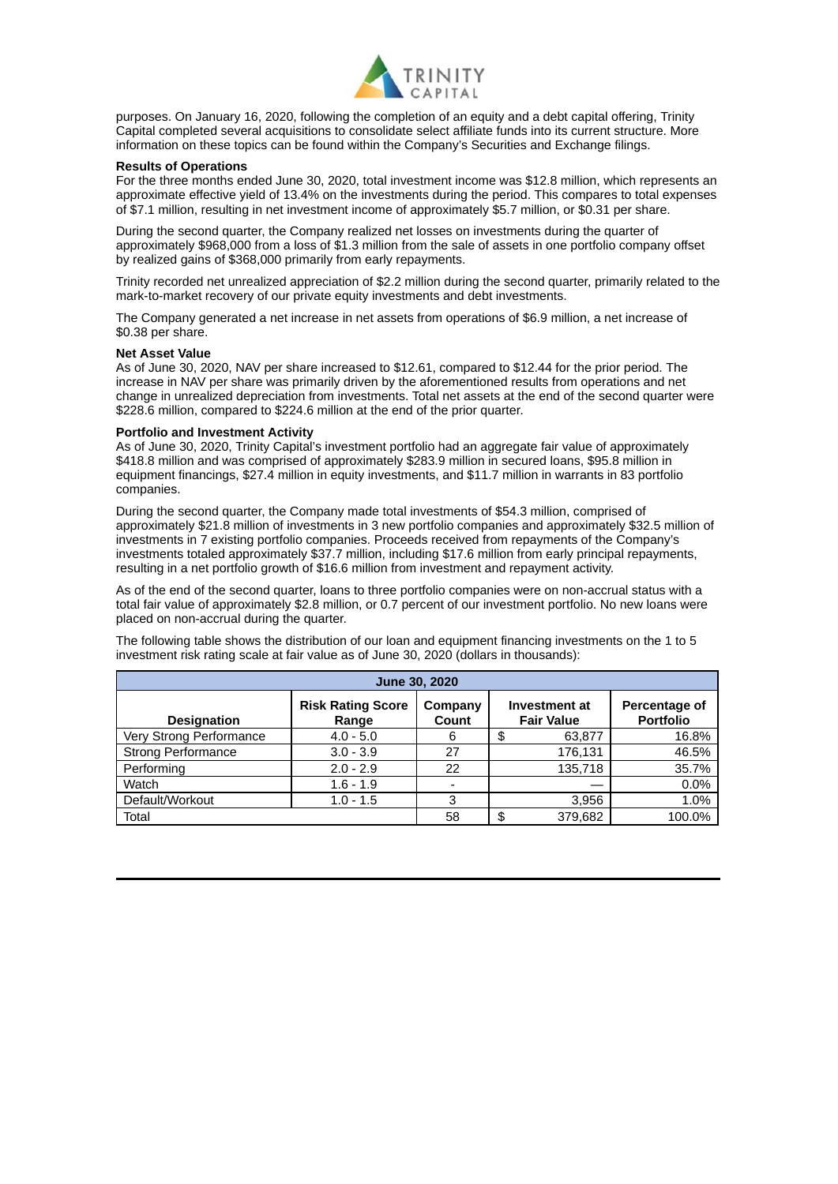purposes. On January 16, 2020, following the completion of an equity and a debt capital offering, Trinity Capital completed several acquisitions to consolidate select affiliate funds into its current structure. More information on these topics can be found within the Company's Securities and Exchange filings.

**Results of Operations**

For the three months ended June 30, 2020, total investment income was $12.8 million, which represents an approximate effective yield of 13.4% on the investments during the period. This compares to total expenses of $7.1 million, resulting in net investment income of approximately $5.7 million, or $0.31 per share.

During the second quarter, the Company realized net losses on investments during the quarter of approximately $968,000 from a loss of $1.3 million from the sale of assets in one portfolio company offset by realized gains of $368,000 primarily from early repayments.

Trinity recorded net unrealized appreciation of $2.2 million during the second quarter, primarily related to the mark-to-market recovery of our private equity investments and debt investments.

The Company generated a net increase in net assets from operations of $6.9 million, a net increase of $0.38 per share.

**Net Asset Value**

As of June 30, 2020, NAV per share increased to $12.61, compared to $12.44 for the prior period. The increase in NAV per share was primarily driven by the aforementioned results from operations and net change in unrealized depreciation from investments. Total net assets at the end of the second quarter were $228.6 million, compared to $224.6 million at the end of the prior quarter.

**Portfolio and Investment Activity**

As of June 30, 2020, Trinity Capital's investment portfolio had an aggregate fair value of approximately $418.8 million and was comprised of approximately $283.9 million in secured loans, $95.8 million in equipment financings, $27.4 million in equity investments, and $11.7 million in warrants in 83 portfolio companies.

During the second quarter, the Company made total investments of $54.3 million, comprised of approximately $21.8 million of investments in 3 new portfolio companies and approximately $32.5 million of investments in 7 existing portfolio companies. Proceeds received from repayments of the Company's investments totaled approximately $37.7 million, including $17.6 million from early principal repayments, resulting in a net portfolio growth of $16.6 million from investment and repayment activity.

As of the end of the second quarter, loans to three portfolio companies were on non-accrual status with a total fair value of approximately $2.8 million, or 0.7 percent of our investment portfolio. No new loans were placed on non-accrual during the quarter.

The following table shows the distribution of our loan and equipment financing investments on the 1 to 5 investment risk rating scale at fair value as of June 30, 2020 (dollars in thousands):

| June 30, 2020 | | | | |
|---|---|---|---|---|
| **Designation** | **Risk Rating Score Range** | **Company Count** | **Investment at Fair Value** | **Percentage of Portfolio** |
| Very Strong Performance | 4.0 - 5.0 | 6 | $ 63,877 | 16.8% |
| Strong Performance | 3.0 - 3.9 | 27 | 176,131 | 46.5% |
| Performing | 2.0 - 2.9 | 22 | 135,718 | 35.7% |
| Watch | 1.6 - 1.9 | - | — | 0.0% |
| Default/Workout | 1.0 - 1.5 | 3 | 3,956 | 1.0% |
| Total | | 58 | $ 379,682 | 100.0% |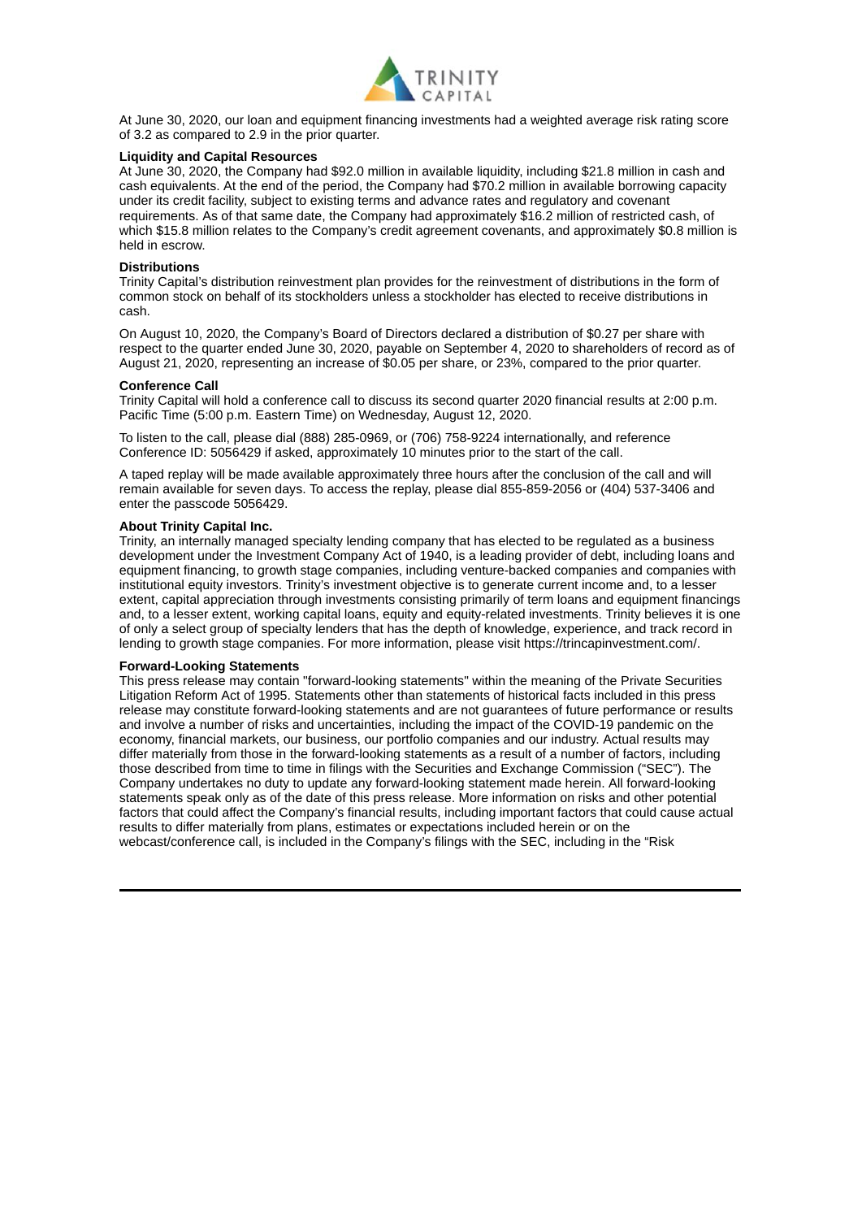At June 30, 2020, our loan and equipment financing investments had a weighted average risk rating score of 3.2 as compared to 2.9 in the prior quarter.

**Liquidity and Capital Resources**

At June 30, 2020, the Company had $92.0 million in available liquidity, including $21.8 million in cash and cash equivalents. At the end of the period, the Company had $70.2 million in available borrowing capacity under its credit facility, subject to existing terms and advance rates and regulatory and covenant requirements. As of that same date, the Company had approximately $16.2 million of restricted cash, of which $15.8 million relates to the Company's credit agreement covenants, and approximately $0.8 million is held in escrow.

**Distributions**

Trinity Capital's distribution reinvestment plan provides for the reinvestment of distributions in the form of common stock on behalf of its stockholders unless a stockholder has elected to receive distributions in cash.

On August 10, 2020, the Company's Board of Directors declared a distribution of $0.27 per share with respect to the quarter ended June 30, 2020, payable on September 4, 2020 to shareholders of record as of August 21, 2020, representing an increase of $0.05 per share, or 23%, compared to the prior quarter.

**Conference Call**

Trinity Capital will hold a conference call to discuss its second quarter 2020 financial results at 2:00 p.m. Pacific Time (5:00 p.m. Eastern Time) on Wednesday, August 12, 2020.

To listen to the call, please dial (888) 285-0969, or (706) 758-9224 internationally, and reference Conference ID: 5056429 if asked, approximately 10 minutes prior to the start of the call.

A taped replay will be made available approximately three hours after the conclusion of the call and will remain available for seven days. To access the replay, please dial 855-859-2056 or (404) 537-3406 and enter the passcode 5056429.

**About Trinity Capital Inc.**

Trinity, an internally managed specialty lending company that has elected to be regulated as a business development under the Investment Company Act of 1940, is a leading provider of debt, including loans and equipment financing, to growth stage companies, including venture-backed companies and companies with institutional equity investors. Trinity's investment objective is to generate current income and, to a lesser extent, capital appreciation through investments consisting primarily of term loans and equipment financings and, to a lesser extent, working capital loans, equity and equity-related investments. Trinity believes it is one of only a select group of specialty lenders that has the depth of knowledge, experience, and track record in lending to growth stage companies. For more information, please visit https://trincapinvestment.com/.

**Forward-Looking Statements**

This press release may contain "forward-looking statements" within the meaning of the Private Securities Litigation Reform Act of 1995. Statements other than statements of historical facts included in this press release may constitute forward-looking statements and are not guarantees of future performance or results and involve a number of risks and uncertainties, including the impact of the COVID-19 pandemic on the economy, financial markets, our business, our portfolio companies and our industry. Actual results may differ materially from those in the forward-looking statements as a result of a number of factors, including those described from time to time in filings with the Securities and Exchange Commission ("SEC"). The Company undertakes no duty to update any forward-looking statement made herein. All forward-looking statements speak only as of the date of this press release. More information on risks and other potential factors that could affect the Company's financial results, including important factors that could cause actual results to differ materially from plans, estimates or expectations included herein or on the webcast/conference call, is included in the Company's filings with the SEC, including in the "Risk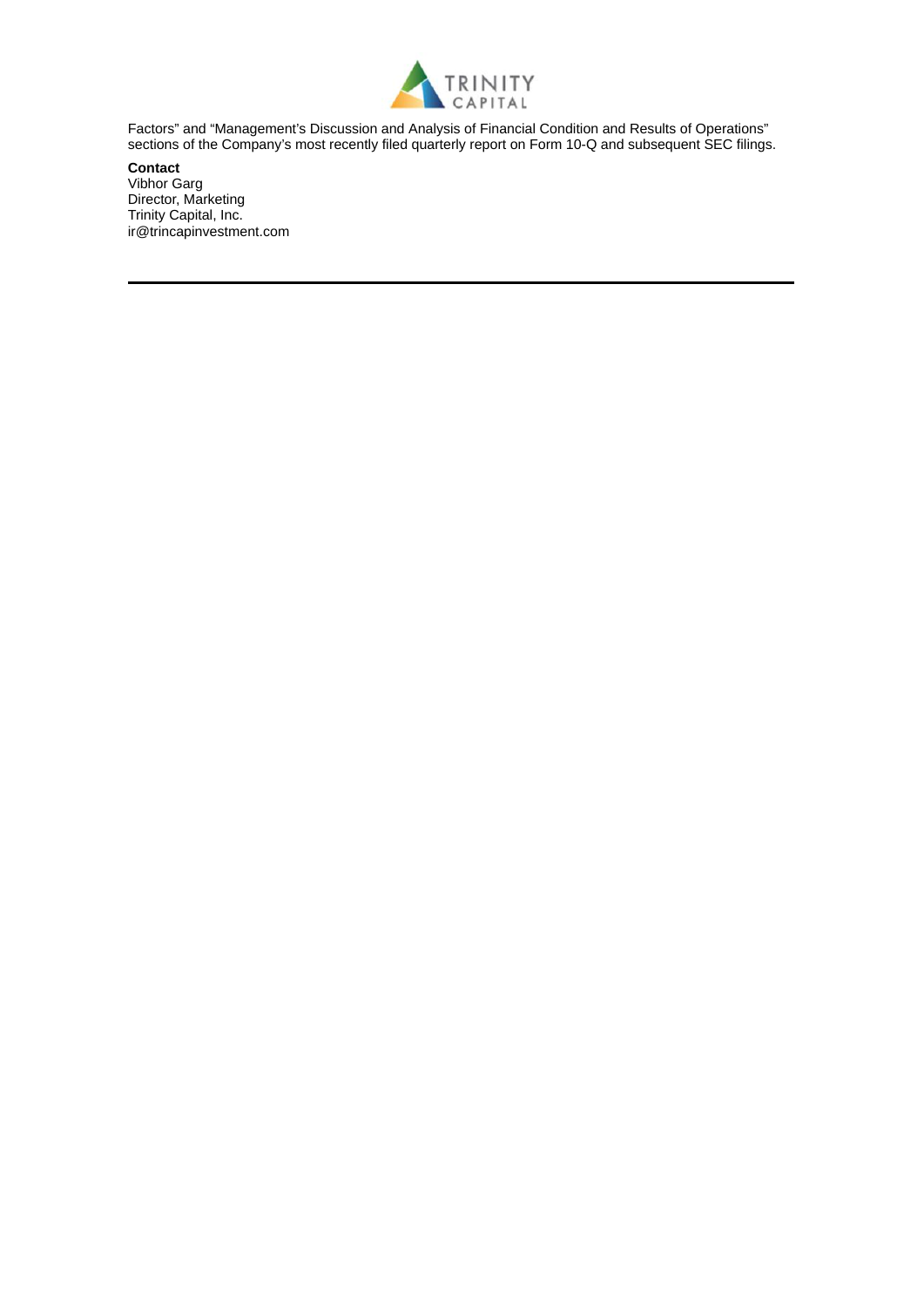Factors" and "Management's Discussion and Analysis of Financial Condition and Results of Operations" sections of the Company's most recently filed quarterly report on Form 10-Q and subsequent SEC filings.

**Contact**
Vibhor Garg
Director, Marketing
Trinity Capital, Inc.
ir@trincapinvestment.com

---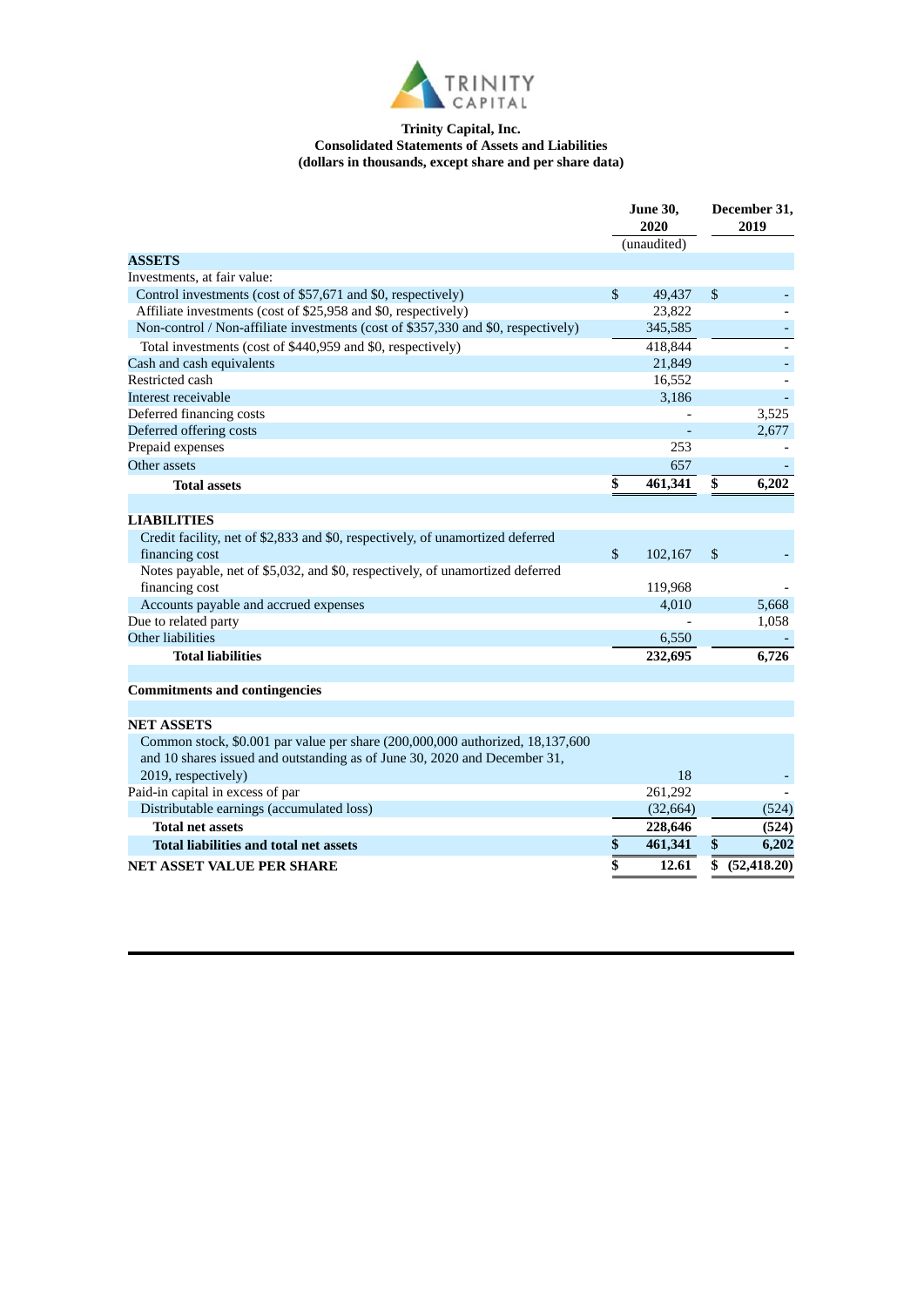**Trinity Capital, Inc.**
**Consolidated Statements of Assets and Liabilities**
**(dollars in thousands, except share and per share data)**

| | June 30, 2020 (unaudited) | December 31, 2019 |
|---|---|---|
| **ASSETS** | | |
| Investments, at fair value: | | |
| Control investments (cost of $57,671 and $0, respectively) | $ 49,437 | $ - |
| Affiliate investments (cost of $25,958 and $0, respectively) | 23,822 | - |
| Non-control / Non-affiliate investments (cost of $357,330 and $0, respectively) | 345,585 | - |
| Total investments (cost of $440,959 and $0, respectively) | 418,844 | - |
| Cash and cash equivalents | 21,849 | - |
| Restricted cash | 16,552 | - |
| Interest receivable | 3,186 | - |
| Deferred financing costs | - | 3,525 |
| Deferred offering costs | - | 2,677 |
| Prepaid expenses | 253 | - |
| Other assets | 657 | - |
| **Total assets** | **$ 461,341** | **$ 6,202** |
| | | |
| **LIABILITIES** | | |
| Credit facility, net of $2,833 and $0, respectively, of unamortized deferred financing cost | $ 102,167 | $ - |
| Notes payable, net of $5,032, and $0, respectively, of unamortized deferred financing cost | 119,968 | - |
| Accounts payable and accrued expenses | 4,010 | 5,668 |
| Due to related party | - | 1,058 |
| Other liabilities | 6,550 | - |
| **Total liabilities** | **232,695** | **6,726** |
| | | |
| **Commitments and contingencies** | | |
| | | |
| **NET ASSETS** | | |
| Common stock, $0.001 par value per share (200,000,000 authorized, 18,137,600 and 10 shares issued and outstanding as of June 30, 2020 and December 31, 2019, respectively) | 18 | - |
| Paid-in capital in excess of par | 261,292 | - |
| Distributable earnings (accumulated loss) | (32,664) | (524) |
| **Total net assets** | **228,646** | **(524)** |
| **Total liabilities and total net assets** | **$ 461,341** | **$ 6,202** |
| **NET ASSET VALUE PER SHARE** | **$ 12.61** | **$ (52,418.20)** |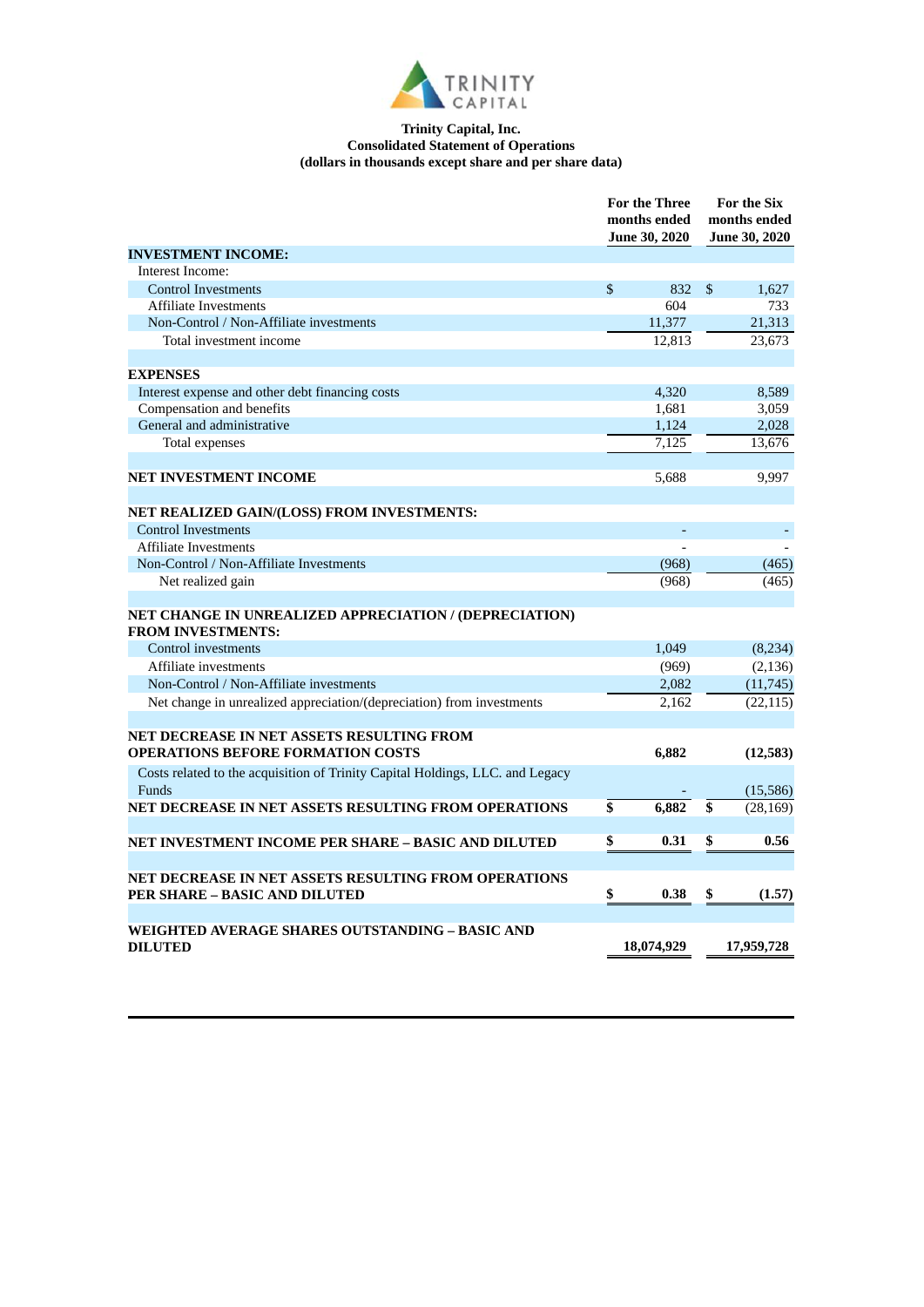**Trinity Capital, Inc.**
**Consolidated Statement of Operations**
**(dollars in thousands except share and per share data)**

| | For the Three months ended June 30, 2020 | For the Six months ended June 30, 2020 |
|---|---|---|
| **INVESTMENT INCOME:** | | |
| Interest Income: | | |
| Control Investments | $ 832 | $ 1,627 |
| Affiliate Investments | 604 | 733 |
| Non-Control / Non-Affiliate investments | 11,377 | 21,313 |
| Total investment income | 12,813 | 23,673 |
| | | |
| **EXPENSES** | | |
| Interest expense and other debt financing costs | 4,320 | 8,589 |
| Compensation and benefits | 1,681 | 3,059 |
| General and administrative | 1,124 | 2,028 |
| Total expenses | 7,125 | 13,676 |
| | | |
| **NET INVESTMENT INCOME** | 5,688 | 9,997 |
| | | |
| **NET REALIZED GAIN/(LOSS) FROM INVESTMENTS:** | | |
| Control Investments | - | - |
| Affiliate Investments | - | - |
| Non-Control / Non-Affiliate Investments | (968) | (465) |
| Net realized gain | (968) | (465) |
| | | |
| **NET CHANGE IN UNREALIZED APPRECIATION / (DEPRECIATION) FROM INVESTMENTS:** | | |
| Control investments | 1,049 | (8,234) |
| Affiliate investments | (969) | (2,136) |
| Non-Control / Non-Affiliate investments | 2,082 | (11,745) |
| Net change in unrealized appreciation/(depreciation) from investments | 2,162 | (22,115) |
| | | |
| **NET DECREASE IN NET ASSETS RESULTING FROM OPERATIONS BEFORE FORMATION COSTS** | **6,882** | **(12,583)** |
| Costs related to the acquisition of Trinity Capital Holdings, LLC. and Legacy Funds | - | (15,586) |
| **NET DECREASE IN NET ASSETS RESULTING FROM OPERATIONS** | **$ 6,882** | **$** (28,169) |
| | | |
| **NET INVESTMENT INCOME PER SHARE – BASIC AND DILUTED** | **$ 0.31** | **$ 0.56** |
| | | |
| **NET DECREASE IN NET ASSETS RESULTING FROM OPERATIONS PER SHARE – BASIC AND DILUTED** | **$ 0.38** | **$ (1.57)** |
| | | |
| **WEIGHTED AVERAGE SHARES OUTSTANDING – BASIC AND DILUTED** | **18,074,929** | **17,959,728** |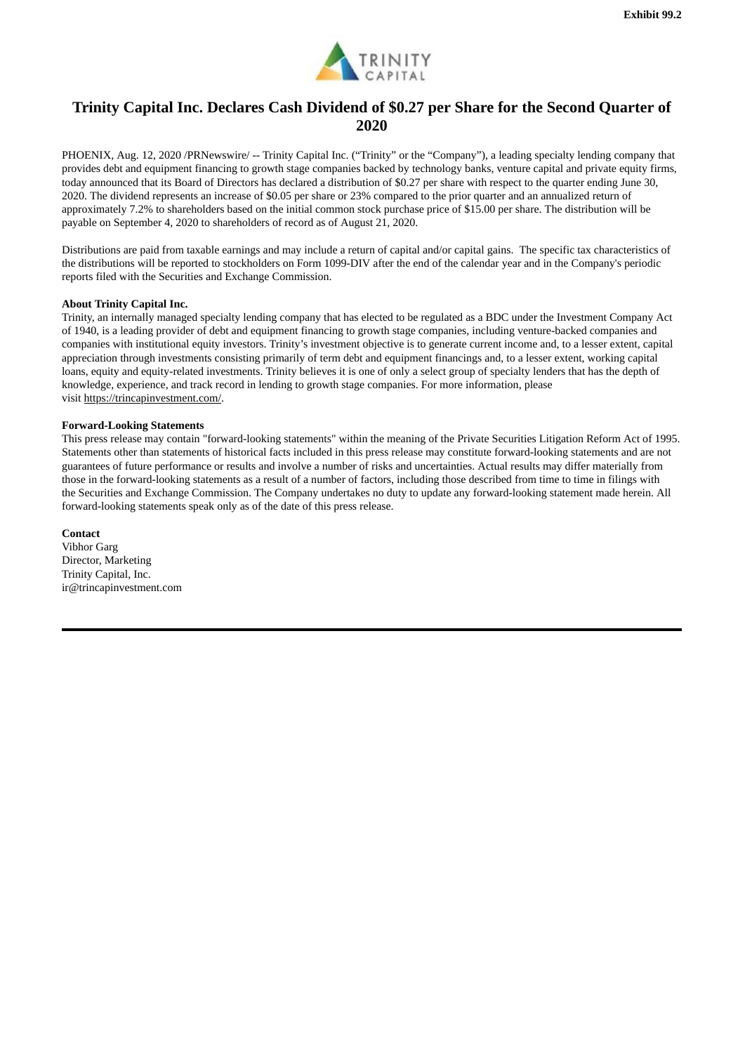Exhibit 99.2

# Trinity Capital Inc. Declares Cash Dividend of $0.27 per Share for the Second Quarter of 2020

PHOENIX, Aug. 12, 2020 /PRNewswire/ -- Trinity Capital Inc. ("Trinity" or the "Company"), a leading specialty lending company that provides debt and equipment financing to growth stage companies backed by technology banks, venture capital and private equity firms, today announced that its Board of Directors has declared a distribution of $0.27 per share with respect to the quarter ending June 30, 2020. The dividend represents an increase of $0.05 per share or 23% compared to the prior quarter and an annualized return of approximately 7.2% to shareholders based on the initial common stock purchase price of $15.00 per share. The distribution will be payable on September 4, 2020 to shareholders of record as of August 21, 2020.

Distributions are paid from taxable earnings and may include a return of capital and/or capital gains. The specific tax characteristics of the distributions will be reported to stockholders on Form 1099-DIV after the end of the calendar year and in the Company's periodic reports filed with the Securities and Exchange Commission.

**About Trinity Capital Inc.**

Trinity, an internally managed specialty lending company that has elected to be regulated as a BDC under the Investment Company Act of 1940, is a leading provider of debt and equipment financing to growth stage companies, including venture-backed companies and companies with institutional equity investors. Trinity's investment objective is to generate current income and, to a lesser extent, capital appreciation through investments consisting primarily of term debt and equipment financings and, to a lesser extent, working capital loans, equity and equity-related investments. Trinity believes it is one of only a select group of specialty lenders that has the depth of knowledge, experience, and track record in lending to growth stage companies. For more information, please visit https://trincapinvestment.com/.

**Forward-Looking Statements**

This press release may contain "forward-looking statements" within the meaning of the Private Securities Litigation Reform Act of 1995. Statements other than statements of historical facts included in this press release may constitute forward-looking statements and are not guarantees of future performance or results and involve a number of risks and uncertainties. Actual results may differ materially from those in the forward-looking statements as a result of a number of factors, including those described from time to time in filings with the Securities and Exchange Commission. The Company undertakes no duty to update any forward-looking statement made herein. All forward-looking statements speak only as of the date of this press release.

**Contact**

Vibhor Garg
Director, Marketing
Trinity Capital, Inc.
ir@trincapinvestment.com